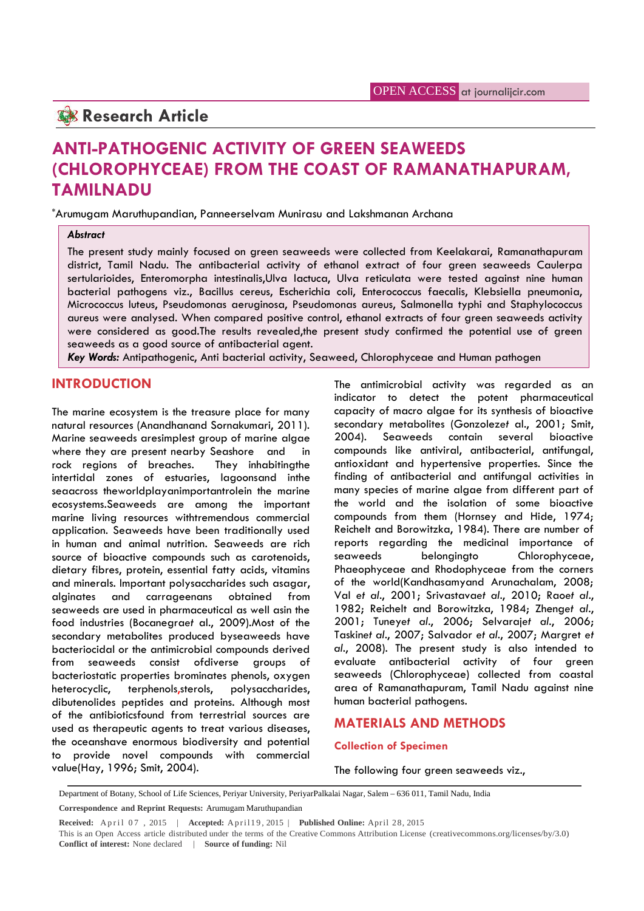Research Article

# ANTI-PATHOGENIC ACTIVITY OF GREEN SEAWEEDS (CHLOROPHYCEAE) FROM THE COAST OF RAMANATHAPURAM, TAMILNADU

*Arumugam Maruthupandian, Panneerselvam Munirasu and Lakshmanan Archana

### Abstract

The present study mainly focused on green seaweeds were collected from Keelakarai, Ramanathapuram district, Tamil Nadu. The antibacterial activity of ethanol extract of four green seaweeds Caulerpa sertularioides, Enteromorpha intestinalis,Ulva lactuca, Ulva reticulata were tested against nine human bacterial pathogens viz., Bacillus cereus, Escherichia coli, Enterococcus faecalis, Klebsiella pneumonia, Micrococcus luteus, Pseudomonas aeruginosa, Pseudomonas aureus, Salmonella typhi and Staphylococcus aureus were analysed. When compared positive control, ethanol extracts of four green seaweeds activity were considered as good.The results revealed,the present study confirmed the potential use of green seaweeds as a good source of antibacterial agent.

***Key Words:*** Antipathogenic, Anti bacterial activity, Seaweed, Chlorophyceae and Human pathogen

## INTRODUCTION

The marine ecosystem is the treasure place for many natural resources (Anandhanand Sornakumari, 2011). Marine seaweeds aresimplest group of marine algae where they are present nearby Seashore and in rock regions of breaches. They inhabitingthe intertidal zones of estuaries, lagoonsand inthe seaacross theworldplayanimportantrolein the marine ecosystems.Seaweeds are among the important marine living resources withtremendous commercial application. Seaweeds have been traditionally used in human and animal nutrition. Seaweeds are rich source of bioactive compounds such as carotenoids, dietary fibres, protein, essential fatty acids, vitamins and minerals. Important polysaccharides such asagar, alginates and carrageenans obtained from seaweeds are used in pharmaceutical as well asin the food industries (Bocanegra*et* al., 2009).Most of the secondary metabolites produced byseaweeds have bacteriocidal or the antimicrobial compounds derived from seaweeds consist ofdiverse groups of bacteriostatic properties brominates phenols, oxygen heterocyclic, terphenols,sterols, polysaccharides, dibutenolides peptides and proteins. Although most of the antibioticsfound from terrestrial sources are used as therapeutic agents to treat various diseases, the oceanshave enormous biodiversity and potential to provide novel compounds with commercial value(Hay, 1996; Smit, 2004).

The antimicrobial activity was regarded as an indicator to detect the potent pharmaceutical capacity of macro algae for its synthesis of bioactive secondary metabolites (Gonzolez*et* al., 2001; Smit, 2004). Seaweeds contain several bioactive compounds like antiviral, antibacterial, antifungal, antioxidant and hypertensive properties. Since the finding of antibacterial and antifungal activities in many species of marine algae from different part of the world and the isolation of some bioactive compounds from them (Hornsey and Hide, 1974; Reichelt and Borowitzka, 1984). There are number of reports regarding the medicinal importance of seaweeds belongingto Chlorophyceae, Phaeophyceae and Rhodophyceae from the corners of the world(Kandhasamyand Arunachalam, 2008; Val *et al*., 2001; Srivastava*et al*., 2010; Rao*et al*., 1982; Reichelt and Borowitzka, 1984; Zheng*et al*., 2001; Tuney*et al*., 2006; Selvaraj*et al*., 2006; Taskin*et al*., 2007; Salvador *et al*., 2007; Margret *et al*., 2008). The present study is also intended to evaluate antibacterial activity of four green seaweeds (Chlorophyceae) collected from coastal area of Ramanathapuram, Tamil Nadu against nine human bacterial pathogens.

## MATERIALS AND METHODS

### Collection of Specimen

The following four green seaweeds viz.,

Department of Botany, School of Life Sciences, Periyar University, PeriyarPalkalai Nagar, Salem – 636 011, Tamil Nadu, India

**Correspondence and Reprint Requests:** Arumugam Maruthupandian

**Received:** April 07 , 2015 | **Accepted:** April19, 2015 | **Published Online:** April 28, 2015

This is an Open Access article distributed under the terms of the Creative Commons Attribution License (creativecommons.org/licenses/by/3.0)

**Conflict of interest:** None declared | **Source of funding:** Nil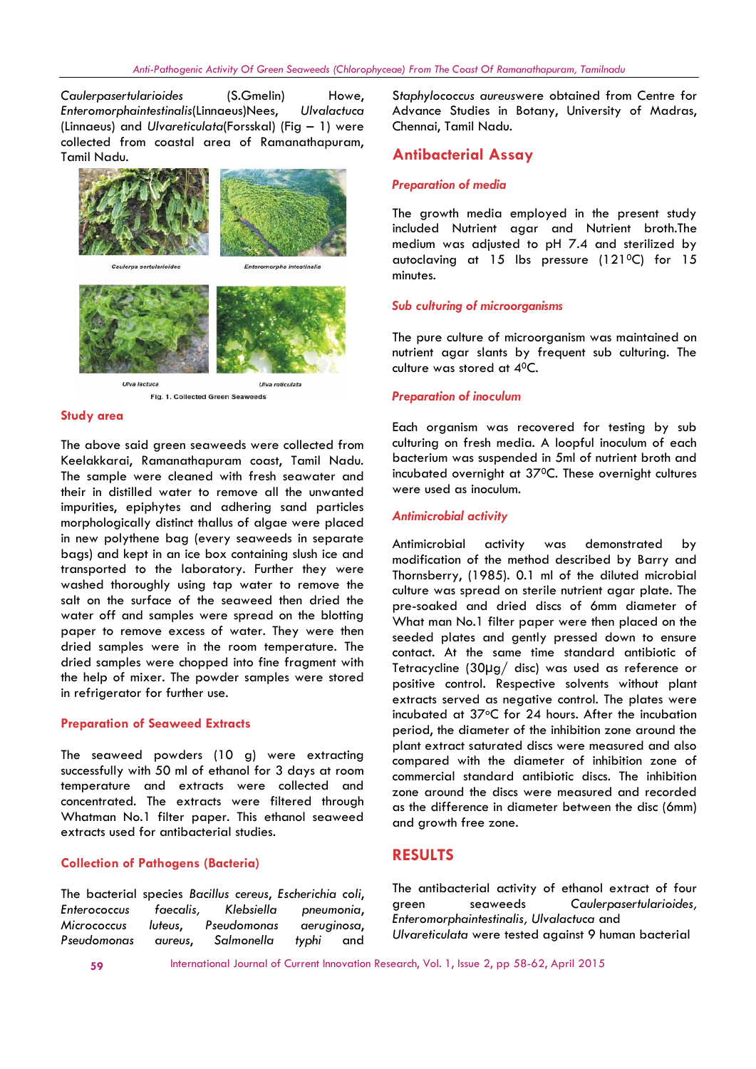*Caulerpasertularioides* (S.Gmelin) Howe, *Enteromorphaintestinalis*(Linnaeus)Nees, *Ulvalactuca* (Linnaeus) and *Ulvareticulata*(Forsskal) (Fig – 1) were collected from coastal area of Ramanathapuram, Tamil Nadu.

Fig. 1. Collected Green Seaweeds

## Study area

The above said green seaweeds were collected from Keelakkarai, Ramanathapuram coast, Tamil Nadu. The sample were cleaned with fresh seawater and their in distilled water to remove all the unwanted impurities, epiphytes and adhering sand particles morphologically distinct thallus of algae were placed in new polythene bag (every seaweeds in separate bags) and kept in an ice box containing slush ice and transported to the laboratory. Further they were washed thoroughly using tap water to remove the salt on the surface of the seaweed then dried the water off and samples were spread on the blotting paper to remove excess of water. They were then dried samples were in the room temperature. The dried samples were chopped into fine fragment with the help of mixer. The powder samples were stored in refrigerator for further use.

## Preparation of Seaweed Extracts

The seaweed powders (10 g) were extracting successfully with 50 ml of ethanol for 3 days at room temperature and extracts were collected and concentrated. The extracts were filtered through Whatman No.1 filter paper. This ethanol seaweed extracts used for antibacterial studies.

## Collection of Pathogens (Bacteria)

The bacterial species *Bacillus cereus*, *Escherichia coli*, *Enterococcus faecalis*, *Klebsiella pneumonia*, *Micrococcus luteus*, *Pseudomonas aeruginosa*, *Pseudomonas aureus*, *Salmonella typhi* and *Staphylococcus aureus*were obtained from Centre for Advance Studies in Botany, University of Madras, Chennai, Tamil Nadu.

## Antibacterial Assay

### Preparation of media

The growth media employed in the present study included Nutrient agar and Nutrient broth.The medium was adjusted to pH 7.4 and sterilized by autoclaving at 15 lbs pressure (121$^0$C) for 15 minutes.

### Sub culturing of microorganisms

The pure culture of microorganism was maintained on nutrient agar slants by frequent sub culturing. The culture was stored at 4$^0$C.

### Preparation of inoculum

Each organism was recovered for testing by sub culturing on fresh media. A loopful inoculum of each bacterium was suspended in 5ml of nutrient broth and incubated overnight at 37$^0$C. These overnight cultures were used as inoculum.

### Antimicrobial activity

Antimicrobial activity was demonstrated by modification of the method described by Barry and Thornsberry, (1985). 0.1 ml of the diluted microbial culture was spread on sterile nutrient agar plate. The pre-soaked and dried discs of 6mm diameter of What man No.1 filter paper were then placed on the seeded plates and gently pressed down to ensure contact. At the same time standard antibiotic of Tetracycline (30µg/ disc) was used as reference or positive control. Respective solvents without plant extracts served as negative control. The plates were incubated at 37°C for 24 hours. After the incubation period, the diameter of the inhibition zone around the plant extract saturated discs were measured and also compared with the diameter of inhibition zone of commercial standard antibiotic discs. The inhibition zone around the discs were measured and recorded as the difference in diameter between the disc (6mm) and growth free zone.

## RESULTS

The antibacterial activity of ethanol extract of four green seaweeds *Caulerpasertularioides, Enteromorphaintestinalis, Ulvalactuca* and *Ulvareticulata* were tested against 9 human bacterial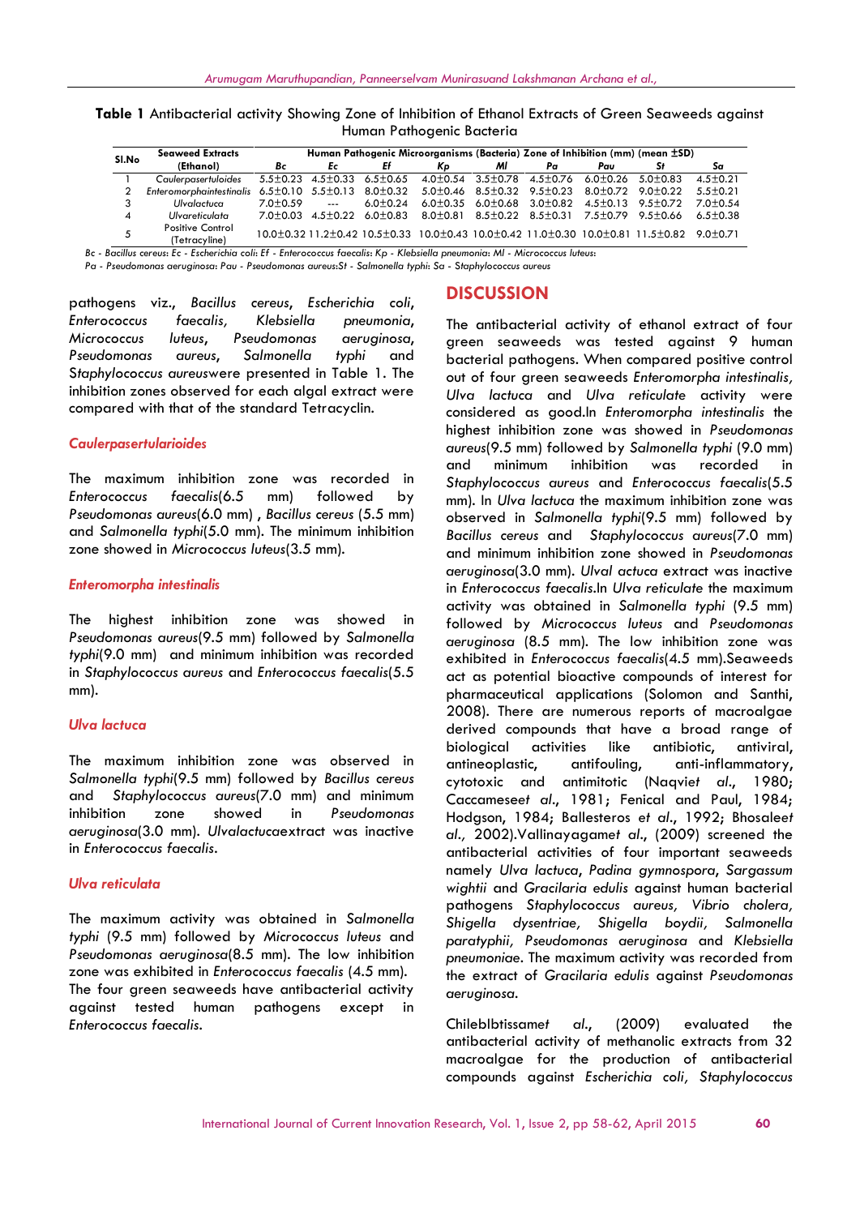**Table 1** Antibacterial activity Showing Zone of Inhibition of Ethanol Extracts of Green Seaweeds against Human Pathogenic Bacteria

| Sl.No | Seaweed Extracts (Ethanol) | Human Pathogenic Microorganisms (Bacteria) Zone of Inhibition (mm) (mean ±SD) | | | | | | | | |
|---|---|---|---|---|---|---|---|---|---|---|
| | | *Bc* | *Ec* | *Ef* | *Kp* | *Ml* | *Pa* | *Pau* | *St* | *Sa* |
| 1 | *Caulerpasertuloides* | 5.5±0.23 | 4.5±0.33 | 6.5±0.65 | 4.0±0.54 | 3.5±0.78 | 4.5±0.76 | 6.0±0.26 | 5.0±0.83 | 4.5±0.21 |
| 2 | *Enteromorphaintestinalis* | 6.5±0.10 | 5.5±0.13 | 8.0±0.32 | 5.0±0.46 | 8.5±0.32 | 9.5±0.23 | 8.0±0.72 | 9.0±0.22 | 5.5±0.21 |
| 3 | *Ulvalactuca* | 7.0±0.59 | --- | 6.0±0.24 | 6.0±0.35 | 6.0±0.68 | 3.0±0.82 | 4.5±0.13 | 9.5±0.72 | 7.0±0.54 |
| 4 | *Ulvareticulata* | 7.0±0.03 | 4.5±0.22 | 6.0±0.83 | 8.0±0.81 | 8.5±0.22 | 8.5±0.31 | 7.5±0.79 | 9.5±0.66 | 6.5±0.38 |
| 5 | Positive Control (Tetracyline) | 10.0±0.32 | 11.2±0.42 | 10.5±0.33 | 10.0±0.43 | 10.0±0.42 | 11.0±0.30 | 10.0±0.81 | 11.5±0.82 | 9.0±0.71 |

*Bc - Bacillus cereus: Ec - Escherichia coli: Ef - Enterococcus faecalis: Kp - Klebsiella pneumonia: Ml - Micrococcus luteus: Pa - Pseudomonas aeruginosa: Pau - Pseudomonas aureus:St - Salmonella typhi: Sa - Staphylococcus aureus*

pathogens viz., *Bacillus cereus*, *Escherichia coli*, *Enterococcus faecalis*, *Klebsiella pneumonia*, *Micrococcus luteus*, *Pseudomonas aeruginosa*, *Pseudomonas aureus*, *Salmonella typhi* and *Staphylococcus aureus*were presented in Table 1. The inhibition zones observed for each algal extract were compared with that of the standard Tetracyclin.

### *Caulerpasertularioides*

The maximum inhibition zone was recorded in *Enterococcus faecalis*(6.5 mm) followed by *Pseudomonas aureus*(6.0 mm) , *Bacillus cereus* (5.5 mm) and *Salmonella typhi*(5.0 mm). The minimum inhibition zone showed in *Micrococcus luteus*(3.5 mm).

### *Enteromorpha intestinalis*

The highest inhibition zone was showed in *Pseudomonas aureus*(9.5 mm) followed by *Salmonella typhi*(9.0 mm) and minimum inhibition was recorded in *Staphylococcus aureus* and *Enterococcus faecalis*(5.5 mm).

### *Ulva lactuca*

The maximum inhibition zone was observed in *Salmonella typhi*(9.5 mm) followed by *Bacillus cereus* and *Staphylococcus aureus*(7.0 mm) and minimum inhibition zone showed in *Pseudomonas aeruginosa*(3.0 mm). *Ulvalactuca*extract was inactive in *Enterococcus faecalis*.

### *Ulva reticulata*

The maximum activity was obtained in *Salmonella typhi* (9.5 mm) followed by *Micrococcus luteus* and *Pseudomonas aeruginosa*(8.5 mm). The low inhibition zone was exhibited in *Enterococcus faecalis* (4.5 mm). The four green seaweeds have antibacterial activity against tested human pathogens except in *Enterococcus faecalis*.

## DISCUSSION

The antibacterial activity of ethanol extract of four green seaweeds was tested against 9 human bacterial pathogens. When compared positive control out of four green seaweeds *Enteromorpha intestinalis, Ulva lactuca* and *Ulva reticulate* activity were considered as good.In *Enteromorpha intestinalis* the highest inhibition zone was showed in *Pseudomonas aureus*(9.5 mm) followed by *Salmonella typhi* (9.0 mm) and minimum inhibition was recorded in *Staphylococcus aureus* and *Enterococcus faecalis*(5.5 mm). In *Ulva lactuca* the maximum inhibition zone was observed in *Salmonella typhi*(9.5 mm) followed by *Bacillus cereus* and *Staphylococcus aureus*(7.0 mm) and minimum inhibition zone showed in *Pseudomonas aeruginosa*(3.0 mm). *Ulval actuca* extract was inactive in *Enterococcus faecalis*.In *Ulva reticulate* the maximum activity was obtained in *Salmonella typhi* (9.5 mm) followed by *Micrococcus luteus* and *Pseudomonas aeruginosa* (8.5 mm). The low inhibition zone was exhibited in *Enterococcus faecalis*(4.5 mm).Seaweeds act as potential bioactive compounds of interest for pharmaceutical applications (Solomon and Santhi, 2008). There are numerous reports of macroalgae derived compounds that have a broad range of biological activities like antibiotic, antiviral, antineoplastic, antifouling, anti-inflammatory, cytotoxic and antimitotic (Naqvi*et al*., 1980; Caccameset *al*., 1981; Fenical and Paul, 1984; Hodgson, 1984; Ballesteros *et al*., 1992; Bhosale*et al.,* 2002).Vallinayagam*et al*., (2009) screened the antibacterial activities of four important seaweeds namely *Ulva lactuca*, *Padina gymnospora*, *Sargassum wightii* and *Gracilaria edulis* against human bacterial pathogens *Staphylococcus aureus, Vibrio cholera, Shigella dysentriae, Shigella boydii, Salmonella paratyphii, Pseudomonas aeruginosa* and *Klebsiella pneumoniae*. The maximum activity was recorded from the extract of *Gracilaria edulis* against *Pseudomonas aeruginosa*.

Chileblbtissam*et al*., (2009) evaluated the antibacterial activity of methanolic extracts from 32 macroalgae for the production of antibacterial compounds against *Escherichia coli, Staphylococcus*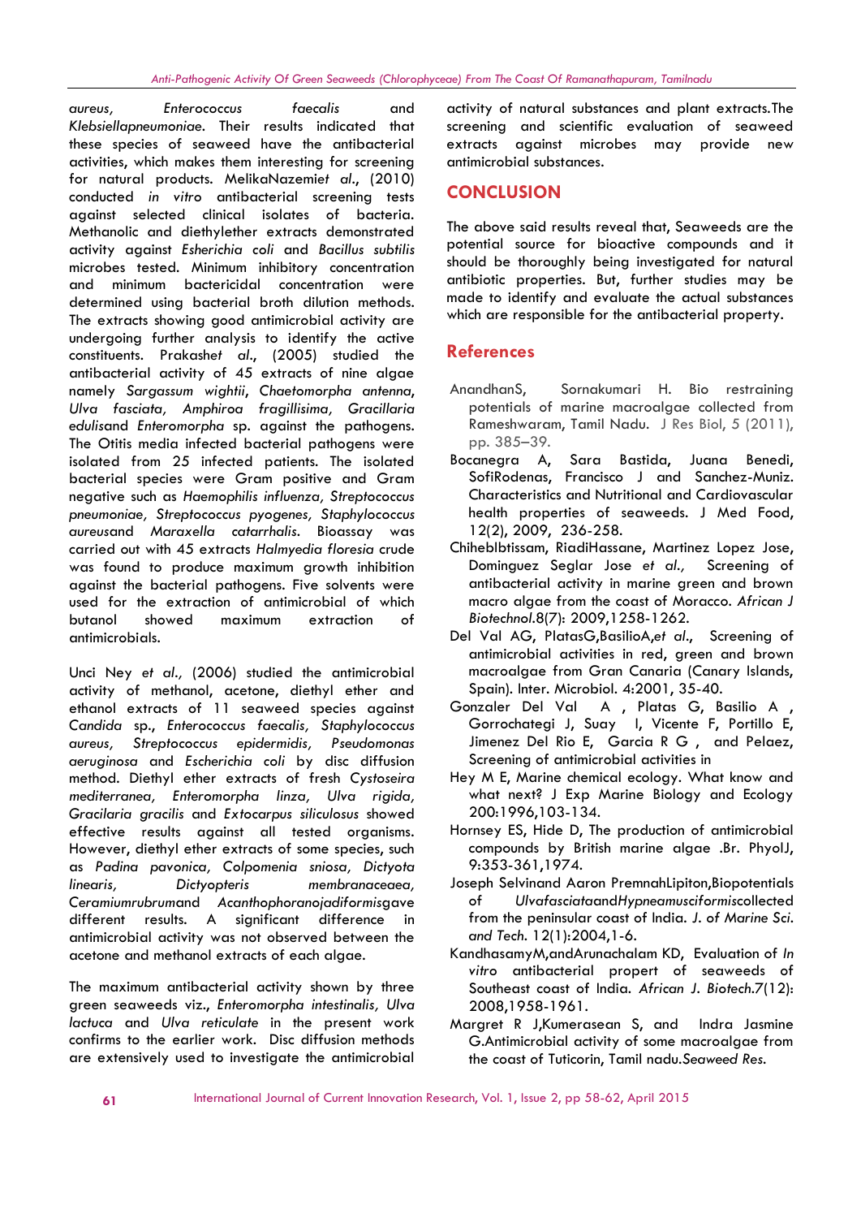*aureus, Enterococcus faecalis* and *Klebsiellapneumoniae*. Their results indicated that these species of seaweed have the antibacterial activities, which makes them interesting for screening for natural products. MelikaNazemi*et al***.**, (2010) conducted *in vitro* antibacterial screening tests against selected clinical isolates of bacteria. Methanolic and diethylether extracts demonstrated activity against *Esherichia coli* and *Bacillus subtilis* microbes tested. Minimum inhibitory concentration and minimum bactericidal concentration were determined using bacterial broth dilution methods. The extracts showing good antimicrobial activity are undergoing further analysis to identify the active constituents. Prakash*et al***.**, (2005) studied the antibacterial activity of 45 extracts of nine algae namely *Sargassum wightii*, *Chaetomorpha antenna*, *Ulva fasciata, Amphiroa fragillisima, Gracillaria edulis*and *Enteromorpha* sp. against the pathogens. The Otitis media infected bacterial pathogens were isolated from 25 infected patients. The isolated bacterial species were Gram positive and Gram negative such as *Haemophilis influenza, Streptococcus pneumoniae, Streptococcus pyogenes, Staphylococcus aureus*and *Maraxella catarrhalis*. Bioassay was carried out with 45 extracts *Halmyedia floresia* crude was found to produce maximum growth inhibition against the bacterial pathogens. Five solvents were used for the extraction of antimicrobial of which butanol showed maximum extraction of antimicrobials.

Unci Ney *et al.,* (2006) studied the antimicrobial activity of methanol, acetone, diethyl ether and ethanol extracts of 11 seaweed species against *Candida* sp., *Enterococcus faecalis, Staphylococcus aureus, Streptococcus epidermidis, Pseudomonas aeruginosa* and *Escherichia coli* by disc diffusion method. Diethyl ether extracts of fresh *Cystoseira mediterranea, Enteromorpha linza, Ulva rigida, Gracilaria gracilis* and *Extocarpus siliculosus* showed effective results against all tested organisms. However, diethyl ether extracts of some species, such as *Padina pavonica, Colpomenia sniosa, Dictyota linearis, Dictyopteris membranaceaea, Ceramiumrubrum*and *Acanthophoranojadiformis*gave different results. A significant difference in antimicrobial activity was not observed between the acetone and methanol extracts of each algae.

The maximum antibacterial activity shown by three green seaweeds viz., *Enteromorpha intestinalis, Ulva lactuca* and *Ulva reticulate* in the present work confirms to the earlier work. Disc diffusion methods are extensively used to investigate the antimicrobial activity of natural substances and plant extracts.The screening and scientific evaluation of seaweed extracts against microbes may provide new antimicrobial substances.

## CONCLUSION

The above said results reveal that, Seaweeds are the potential source for bioactive compounds and it should be thoroughly being investigated for natural antibiotic properties. But, further studies may be made to identify and evaluate the actual substances which are responsible for the antibacterial property.

## References

AnandhanS, Sornakumari H. Bio restraining potentials of marine macroalgae collected from Rameshwaram, Tamil Nadu. J Res Biol, 5 (2011), pp. 385–39.

Bocanegra A, Sara Bastida, Juana Benedi, SofiRodenas, Francisco J and Sanchez-Muniz. Characteristics and Nutritional and Cardiovascular health properties of seaweeds. J Med Food, 12(2), 2009, 236-258.

ChiheblIbtissam, RiadiHassane, Martinez Lopez Jose, Dominguez Seglar Jose *et al.,* Screening of antibacterial activity in marine green and brown macro algae from the coast of Morocco. *African J Biotechnol.*8(7): 2009,1258-1262.

Del Val AG, PlatasG,BasilioA,*et al*., Screening of antimicrobial activities in red, green and brown macroalgae from Gran Canaria (Canary Islands, Spain). Inter. Microbiol. 4:2001, 35-40.

Gonzaler Del Val A , Platas G, Basilio A , Gorrochategi J, Suay I, Vicente F, Portillo E, Jimenez Del Rio E, Garcia R G , and Pelaez, Screening of antimicrobial activities in

Hey M E, Marine chemical ecology. What know and what next? J Exp Marine Biology and Ecology 200:1996,103-134.

Hornsey ES, Hide D, The production of antimicrobial compounds by British marine algae .Br. PhyolJ, 9:353-361,1974.

Joseph Selvinand Aaron PremnahLipiton,Biopotentials of *UlvafasciataandHypneamusciformis*collected from the peninsular coast of India. *J. of Marine Sci. and Tech.* 12(1):2004,1-6.

KandhasamyM,andArunachalam KD, Evaluation of *In vitro* antibacterial propert of seaweeds of Southeast coast of India. *African J. Biotech.*7(12): 2008,1958-1961.

Margret R J,Kumerasean S, and Indra Jasmine G.Antimicrobial activity of some macroalgae from the coast of Tuticorin, Tamil nadu.*Seaweed Res.*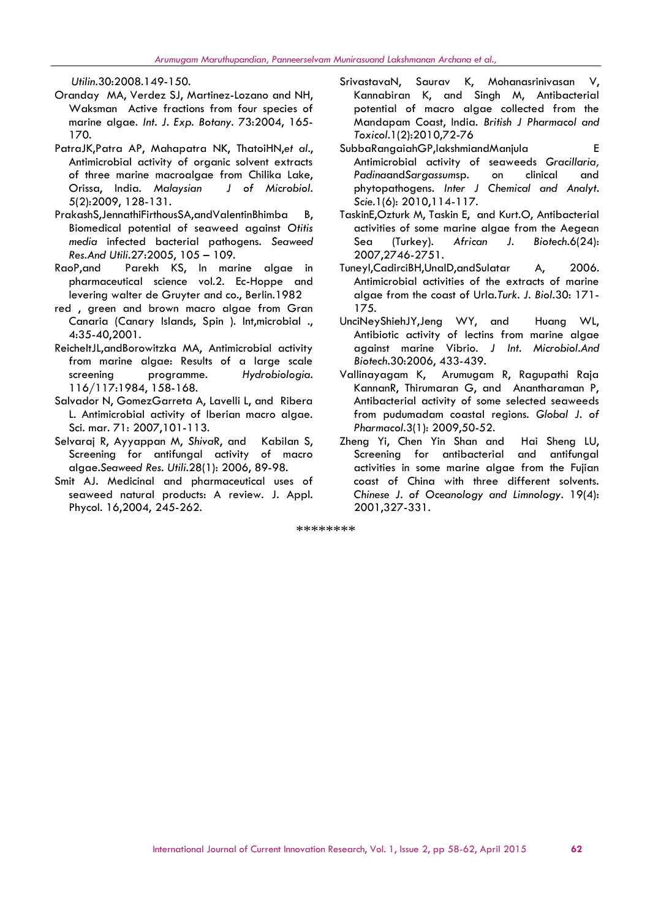*Utilin*.30:2008.149-150.

Oranday MA, Verdez SJ, Martinez-Lozano and NH, Waksman Active fractions from four species of marine algae. *Int. J. Exp. Botany*. 73:2004, 165-170.

PatraJK,Patra AP, Mahapatra NK, ThatoiHN,*et al*., Antimicrobial activity of organic solvent extracts of three marine macroalgae from Chilika Lake, Orissa, India. *Malaysian J of Microbiol*. 5(2):2009, 128-131.

PrakashS,JennathiFirthousSA,andValentinBhimba B, Biomedical potential of seaweed against *Otitis media* infected bacterial pathogens. *Seaweed Res.And Utili*.27:2005, 105 – 109.

RaoP,and Parekh KS, In marine algae in pharmaceutical science vol.2. Ec-Hoppe and levering walter de Gruyter and co., Berlin.1982

red , green and brown macro algae from Gran Canaria (Canary Islands, Spin ). Int,microbial ., 4:35-40,2001.

ReicheltJL,andBorowitzka MA, Antimicrobial activity from marine algae: Results of a large scale screening programme. *Hydrobiologia*. 116/117:1984, 158-168.

Salvador N, GomezGarreta A, Lavelli L, and Ribera L. Antimicrobial activity of Iberian macro algae. Sci. mar. 71: 2007,101-113.

Selvaraj R, Ayyappan M, *Shiva*R, and Kabilan S, Screening for antifungal activity of macro algae.*Seaweed Res. Utili*.28(1): 2006, 89-98.

Smit AJ. Medicinal and pharmaceutical uses of seaweed natural products: A review. J. Appl. Phycol. 16,2004, 245-262.

SrivastavaN, Saurav K, Mohanasrinivasan V, Kannabiran K, and Singh M, Antibacterial potential of macro algae collected from the Mandapam Coast, India. *British J Pharmacol and Toxicol*.1(2):2010,72-76

SubbaRangaiahGP,lakshmiandManjula E Antimicrobial activity of seaweeds *Gracillaria, Padina*and*Sargassum*sp. on clinical and phytopathogens. *Inter J Chemical and Analyt. Scie*.1(6): 2010,114-117.

TaskinE,Ozturk M, Taskin E, and Kurt.O, Antibacterial activities of some marine algae from the Aegean Sea (Turkey). *African J. Biotech*.6(24): 2007,2746-2751.

TuneyI,CadirciBH,UnalD,andSulatar A, 2006. Antimicrobial activities of the extracts of marine algae from the coast of Urla.*Turk. J. Biol*.30: 171-175.

UnciNeyShiehJY,Jeng WY, and Huang WL, Antibiotic activity of lectins from marine algae against marine Vibrio. *J Int. Microbiol.And Biotech*.30:2006, 433-439.

Vallinayagam K, Arumugam R, Ragupathi Raja KannanR, Thirumaran G, and Anantharaman P, Antibacterial activity of some selected seaweeds from pudumadam coastal regions. *Global J. of Pharmacol*.3(1): 2009,50-52.

Zheng Yi, Chen Yin Shan and Hai Sheng LU, Screening for antibacterial and antifungal activities in some marine algae from the Fujian coast of China with three different solvents. *Chinese J. of Oceanology and Limnology*. 19(4): 2001,327-331.

\*\*\*\*\*\*\*\*